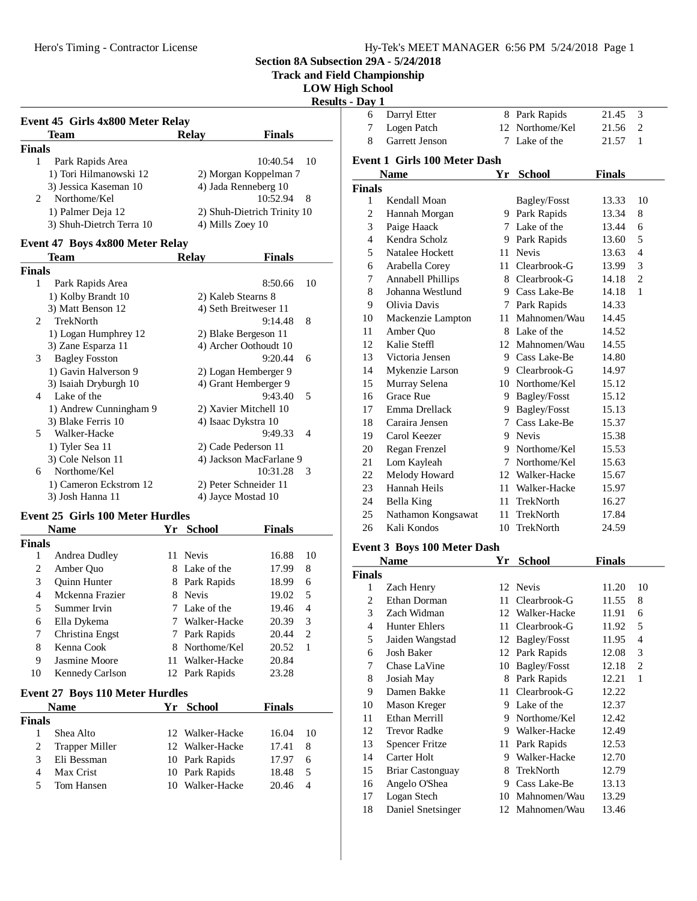Hero's Timing - Contractor License

# Section 8A Subsection 29A - 5/24/2018
## Track and Field Championship
## LOW High School
### Results - Day 1

### Event 45 Girls 4x800 Meter Relay

| | Team | Relay | Finals | |
|---|---|---|---|---|
| **Finals** | | | | |
| 1 | Park Rapids Area | | 10:40.54 | 10 |
| | 1) Tori Hilmanowski 12 | 2) Morgan Koppelman 7 | | |
| | 3) Jessica Kaseman 10 | 4) Jada Renneberg 10 | | |
| 2 | Northome/Kel | | 10:52.94 | 8 |
| | 1) Palmer Deja 12 | 2) Shuh-Dietrich Trinity 10 | | |
| | 3) Shuh-Dietrch Terra 10 | 4) Mills Zoey 10 | | |

### Event 47 Boys 4x800 Meter Relay

| | Team | Relay | Finals | |
|---|---|---|---|---|
| **Finals** | | | | |
| 1 | Park Rapids Area | | 8:50.66 | 10 |
| | 1) Kolby Brandt 10 | 2) Kaleb Stearns 8 | | |
| | 3) Matt Benson 12 | 4) Seth Breitweser 11 | | |
| 2 | TrekNorth | | 9:14.48 | 8 |
| | 1) Logan Humphrey 12 | 2) Blake Bergeson 11 | | |
| | 3) Zane Esparza 11 | 4) Archer Oothoudt 10 | | |
| 3 | Bagley Fosston | | 9:20.44 | 6 |
| | 1) Gavin Halverson 9 | 2) Logan Hemberger 9 | | |
| | 3) Isaiah Dryburgh 10 | 4) Grant Hemberger 9 | | |
| 4 | Lake of the | | 9:43.40 | 5 |
| | 1) Andrew Cunningham 9 | 2) Xavier Mitchell 10 | | |
| | 3) Blake Ferris 10 | 4) Isaac Dykstra 10 | | |
| 5 | Walker-Hacke | | 9:49.33 | 4 |
| | 1) Tyler Sea 11 | 2) Cade Pederson 11 | | |
| | 3) Cole Nelson 11 | 4) Jackson MacFarlane 9 | | |
| 6 | Northome/Kel | | 10:31.28 | 3 |
| | 1) Cameron Eckstrom 12 | 2) Peter Schneider 11 | | |
| | 3) Josh Hanna 11 | 4) Jayce Mostad 10 | | |

### Event 25 Girls 100 Meter Hurdles

| | Name | Yr | School | Finals | |
|---|---|---|---|---|---|
| **Finals** | | | | | |
| 1 | Andrea Dudley | 11 | Nevis | 16.88 | 10 |
| 2 | Amber Quo | 8 | Lake of the | 17.99 | 8 |
| 3 | Quinn Hunter | 8 | Park Rapids | 18.99 | 6 |
| 4 | Mckenna Frazier | 8 | Nevis | 19.02 | 5 |
| 5 | Summer Irvin | 7 | Lake of the | 19.46 | 4 |
| 6 | Ella Dykema | 7 | Walker-Hacke | 20.39 | 3 |
| 7 | Christina Engst | 7 | Park Rapids | 20.44 | 2 |
| 8 | Kenna Cook | 8 | Northome/Kel | 20.52 | 1 |
| 9 | Jasmine Moore | 11 | Walker-Hacke | 20.84 | |
| 10 | Kennedy Carlson | 12 | Park Rapids | 23.28 | |

### Event 27 Boys 110 Meter Hurdles

| | Name | Yr | School | Finals | |
|---|---|---|---|---|---|
| **Finals** | | | | | |
| 1 | Shea Alto | 12 | Walker-Hacke | 16.04 | 10 |
| 2 | Trapper Miller | 12 | Walker-Hacke | 17.41 | 8 |
| 3 | Eli Bessman | 10 | Park Rapids | 17.97 | 6 |
| 4 | Max Crist | 10 | Park Rapids | 18.48 | 5 |
| 5 | Tom Hansen | 10 | Walker-Hacke | 20.46 | 4 |
| 6 | Darryl Etter | 8 | Park Rapids | 21.45 | 3 |
| 7 | Logen Patch | 12 | Northome/Kel | 21.56 | 2 |
| 8 | Garrett Jenson | 7 | Lake of the | 21.57 | 1 |

### Event 1 Girls 100 Meter Dash

| | Name | Yr | School | Finals | |
|---|---|---|---|---|---|
| **Finals** | | | | | |
| 1 | Kendall Moan | | Bagley/Fosst | 13.33 | 10 |
| 2 | Hannah Morgan | 9 | Park Rapids | 13.34 | 8 |
| 3 | Paige Haack | 7 | Lake of the | 13.44 | 6 |
| 4 | Kendra Scholz | 9 | Park Rapids | 13.60 | 5 |
| 5 | Natalee Hockett | 11 | Nevis | 13.63 | 4 |
| 6 | Arabella Corey | 11 | Clearbrook-G | 13.99 | 3 |
| 7 | Annabell Phillips | 8 | Clearbrook-G | 14.18 | 2 |
| 8 | Johanna Westlund | 9 | Cass Lake-Be | 14.18 | 1 |
| 9 | Olivia Davis | 7 | Park Rapids | 14.33 | |
| 10 | Mackenzie Lampton | 11 | Mahnomen/Wau | 14.45 | |
| 11 | Amber Quo | 8 | Lake of the | 14.52 | |
| 12 | Kalie Steffl | 12 | Mahnomen/Wau | 14.55 | |
| 13 | Victoria Jensen | 9 | Cass Lake-Be | 14.80 | |
| 14 | Mykenzie Larson | 9 | Clearbrook-G | 14.97 | |
| 15 | Murray Selena | 10 | Northome/Kel | 15.12 | |
| 16 | Grace Rue | 9 | Bagley/Fosst | 15.12 | |
| 17 | Emma Drellack | 9 | Bagley/Fosst | 15.13 | |
| 18 | Caraira Jensen | 7 | Cass Lake-Be | 15.37 | |
| 19 | Carol Keezer | 9 | Nevis | 15.38 | |
| 20 | Regan Frenzel | 9 | Northome/Kel | 15.53 | |
| 21 | Lom Kayleah | 7 | Northome/Kel | 15.63 | |
| 22 | Melody Howard | 12 | Walker-Hacke | 15.67 | |
| 23 | Hannah Heils | 11 | Walker-Hacke | 15.97 | |
| 24 | Bella King | 11 | TrekNorth | 16.27 | |
| 25 | Nathamon Kongsawat | 11 | TrekNorth | 17.84 | |
| 26 | Kali Kondos | 10 | TrekNorth | 24.59 | |

### Event 3 Boys 100 Meter Dash

| | Name | Yr | School | Finals | |
|---|---|---|---|---|---|
| **Finals** | | | | | |
| 1 | Zach Henry | 12 | Nevis | 11.20 | 10 |
| 2 | Ethan Dorman | 11 | Clearbrook-G | 11.55 | 8 |
| 3 | Zach Widman | 12 | Walker-Hacke | 11.91 | 6 |
| 4 | Hunter Ehlers | 11 | Clearbrook-G | 11.92 | 5 |
| 5 | Jaiden Wangstad | 12 | Bagley/Fosst | 11.95 | 4 |
| 6 | Josh Baker | 12 | Park Rapids | 12.08 | 3 |
| 7 | Chase LaVine | 10 | Bagley/Fosst | 12.18 | 2 |
| 8 | Josiah May | 8 | Park Rapids | 12.21 | 1 |
| 9 | Damen Bakke | 11 | Clearbrook-G | 12.22 | |
| 10 | Mason Kreger | 9 | Lake of the | 12.37 | |
| 11 | Ethan Merrill | 9 | Northome/Kel | 12.42 | |
| 12 | Trevor Radke | 9 | Walker-Hacke | 12.49 | |
| 13 | Spencer Fritze | 11 | Park Rapids | 12.53 | |
| 14 | Carter Holt | 9 | Walker-Hacke | 12.70 | |
| 15 | Briar Castonguay | 8 | TrekNorth | 12.79 | |
| 16 | Angelo O'Shea | 9 | Cass Lake-Be | 13.13 | |
| 17 | Logan Stech | 10 | Mahnomen/Wau | 13.29 | |
| 18 | Daniel Snetsinger | 12 | Mahnomen/Wau | 13.46 | |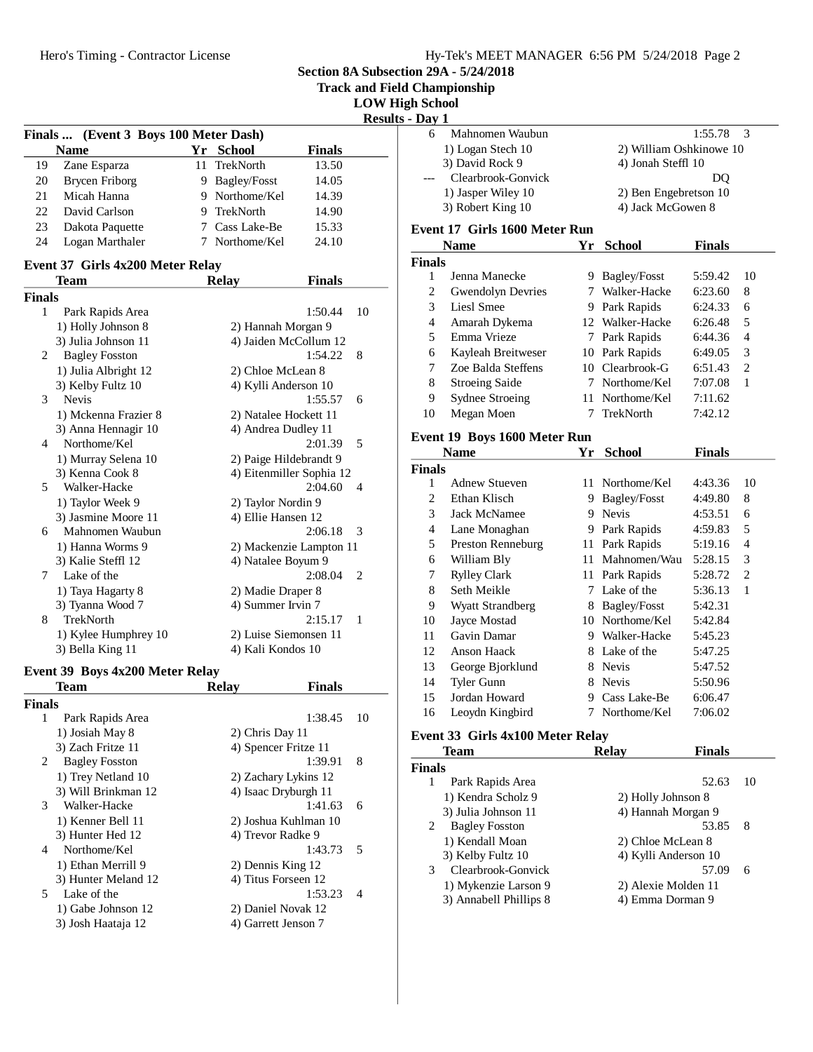Section 8A Subsection 29A - 5/24/2018
Track and Field Championship
LOW High School
Results - Day 1

### Finals ... (Event 3 Boys 100 Meter Dash)

| | Name | Yr | School | Finals |
|---|---|---|---|---|
| 19 | Zane Esparza | 11 | TrekNorth | 13.50 |
| 20 | Brycen Friborg | 9 | Bagley/Fosst | 14.05 |
| 21 | Micah Hanna | 9 | Northome/Kel | 14.39 |
| 22 | David Carlson | 9 | TrekNorth | 14.90 |
| 23 | Dakota Paquette | 7 | Cass Lake-Be | 15.33 |
| 24 | Logan Marthaler | 7 | Northome/Kel | 24.10 |

### Event 37 Girls 4x200 Meter Relay

| | Team | Relay | Finals | |
|---|---|---|---|---|
| **Finals** | | | | |
| 1 | Park Rapids Area | | 1:50.44 | 10 |
| | 1) Holly Johnson 8 | 2) Hannah Morgan 9 | | |
| | 3) Julia Johnson 11 | 4) Jaiden McCollum 12 | | |
| 2 | Bagley Fosston | | 1:54.22 | 8 |
| | 1) Julia Albright 12 | 2) Chloe McLean 8 | | |
| | 3) Kelby Fultz 10 | 4) Kylli Anderson 10 | | |
| 3 | Nevis | | 1:55.57 | 6 |
| | 1) Mckenna Frazier 8 | 2) Natalee Hockett 11 | | |
| | 3) Anna Hennagir 10 | 4) Andrea Dudley 11 | | |
| 4 | Northome/Kel | | 2:01.39 | 5 |
| | 1) Murray Selena 10 | 2) Paige Hildebrandt 9 | | |
| | 3) Kenna Cook 8 | 4) Eitenmiller Sophia 12 | | |
| 5 | Walker-Hacke | | 2:04.60 | 4 |
| | 1) Taylor Week 9 | 2) Taylor Nordin 9 | | |
| | 3) Jasmine Moore 11 | 4) Ellie Hansen 12 | | |
| 6 | Mahnomen Waubun | | 2:06.18 | 3 |
| | 1) Hanna Worms 9 | 2) Mackenzie Lampton 11 | | |
| | 3) Kalie Steffl 12 | 4) Natalee Boyum 9 | | |
| 7 | Lake of the | | 2:08.04 | 2 |
| | 1) Taya Hagarty 8 | 2) Madie Draper 8 | | |
| | 3) Tyanna Wood 7 | 4) Summer Irvin 7 | | |
| 8 | TrekNorth | | 2:15.17 | 1 |
| | 1) Kylee Humphrey 10 | 2) Luise Siemonsen 11 | | |
| | 3) Bella King 11 | 4) Kali Kondos 10 | | |

### Event 39 Boys 4x200 Meter Relay

| | Team | Relay | Finals | |
|---|---|---|---|---|
| **Finals** | | | | |
| 1 | Park Rapids Area | | 1:38.45 | 10 |
| | 1) Josiah May 8 | 2) Chris Day 11 | | |
| | 3) Zach Fritze 11 | 4) Spencer Fritze 11 | | |
| 2 | Bagley Fosston | | 1:39.91 | 8 |
| | 1) Trey Netland 10 | 2) Zachary Lykins 12 | | |
| | 3) Will Brinkman 12 | 4) Isaac Dryburgh 11 | | |
| 3 | Walker-Hacke | | 1:41.63 | 6 |
| | 1) Kenner Bell 11 | 2) Joshua Kuhlman 10 | | |
| | 3) Hunter Hed 12 | 4) Trevor Radke 9 | | |
| 4 | Northome/Kel | | 1:43.73 | 5 |
| | 1) Ethan Merrill 9 | 2) Dennis King 12 | | |
| | 3) Hunter Meland 12 | 4) Titus Forseen 12 | | |
| 5 | Lake of the | | 1:53.23 | 4 |
| | 1) Gabe Johnson 12 | 2) Daniel Novak 12 | | |
| | 3) Josh Haataja 12 | 4) Garrett Jenson 7 | | |
| 6 | Mahnomen Waubun | | 1:55.78 | 3 |
| | 1) Logan Stech 10 | 2) William Oshkinowe 10 | | |
| | 3) David Rock 9 | 4) Jonah Steffl 10 | | |
| --- | Clearbrook-Gonvick | | DQ | |
| | 1) Jasper Wiley 10 | 2) Ben Engebretson 10 | | |
| | 3) Robert King 10 | 4) Jack McGowen 8 | | |

### Event 17 Girls 1600 Meter Run

| | Name | Yr | School | Finals | |
|---|---|---|---|---|---|
| **Finals** | | | | | |
| 1 | Jenna Manecke | 9 | Bagley/Fosst | 5:59.42 | 10 |
| 2 | Gwendolyn Devries | 7 | Walker-Hacke | 6:23.60 | 8 |
| 3 | Liesl Smee | 9 | Park Rapids | 6:24.33 | 6 |
| 4 | Amarah Dykema | 12 | Walker-Hacke | 6:26.48 | 5 |
| 5 | Emma Vrieze | 7 | Park Rapids | 6:44.36 | 4 |
| 6 | Kayleah Breitweser | 10 | Park Rapids | 6:49.05 | 3 |
| 7 | Zoe Balda Steffens | 10 | Clearbrook-G | 6:51.43 | 2 |
| 8 | Stroeing Saide | 7 | Northome/Kel | 7:07.08 | 1 |
| 9 | Sydnee Stroeing | 11 | Northome/Kel | 7:11.62 | |
| 10 | Megan Moen | 7 | TrekNorth | 7:42.12 | |

### Event 19 Boys 1600 Meter Run

| | Name | Yr | School | Finals | |
|---|---|---|---|---|---|
| **Finals** | | | | | |
| 1 | Adnew Stueven | 11 | Northome/Kel | 4:43.36 | 10 |
| 2 | Ethan Klisch | 9 | Bagley/Fosst | 4:49.80 | 8 |
| 3 | Jack McNamee | 9 | Nevis | 4:53.51 | 6 |
| 4 | Lane Monaghan | 9 | Park Rapids | 4:59.83 | 5 |
| 5 | Preston Renneburg | 11 | Park Rapids | 5:19.16 | 4 |
| 6 | William Bly | 11 | Mahnomen/Wau | 5:28.15 | 3 |
| 7 | Rylley Clark | 11 | Park Rapids | 5:28.72 | 2 |
| 8 | Seth Meikle | 7 | Lake of the | 5:36.13 | 1 |
| 9 | Wyatt Strandberg | 8 | Bagley/Fosst | 5:42.31 | |
| 10 | Jayce Mostad | 10 | Northome/Kel | 5:42.84 | |
| 11 | Gavin Damar | 9 | Walker-Hacke | 5:45.23 | |
| 12 | Anson Haack | 8 | Lake of the | 5:47.25 | |
| 13 | George Bjorklund | 8 | Nevis | 5:47.52 | |
| 14 | Tyler Gunn | 8 | Nevis | 5:50.96 | |
| 15 | Jordan Howard | 9 | Cass Lake-Be | 6:06.47 | |
| 16 | Leoydn Kingbird | 7 | Northome/Kel | 7:06.02 | |

### Event 33 Girls 4x100 Meter Relay

| | Team | Relay | Finals | |
|---|---|---|---|---|
| **Finals** | | | | |
| 1 | Park Rapids Area | | 52.63 | 10 |
| | 1) Kendra Scholz 9 | 2) Holly Johnson 8 | | |
| | 3) Julia Johnson 11 | 4) Hannah Morgan 9 | | |
| 2 | Bagley Fosston | | 53.85 | 8 |
| | 1) Kendall Moan | 2) Chloe McLean 8 | | |
| | 3) Kelby Fultz 10 | 4) Kylli Anderson 10 | | |
| 3 | Clearbrook-Gonvick | | 57.09 | 6 |
| | 1) Mykenzie Larson 9 | 2) Alexie Molden 11 | | |
| | 3) Annabell Phillips 8 | 4) Emma Dorman 9 | | |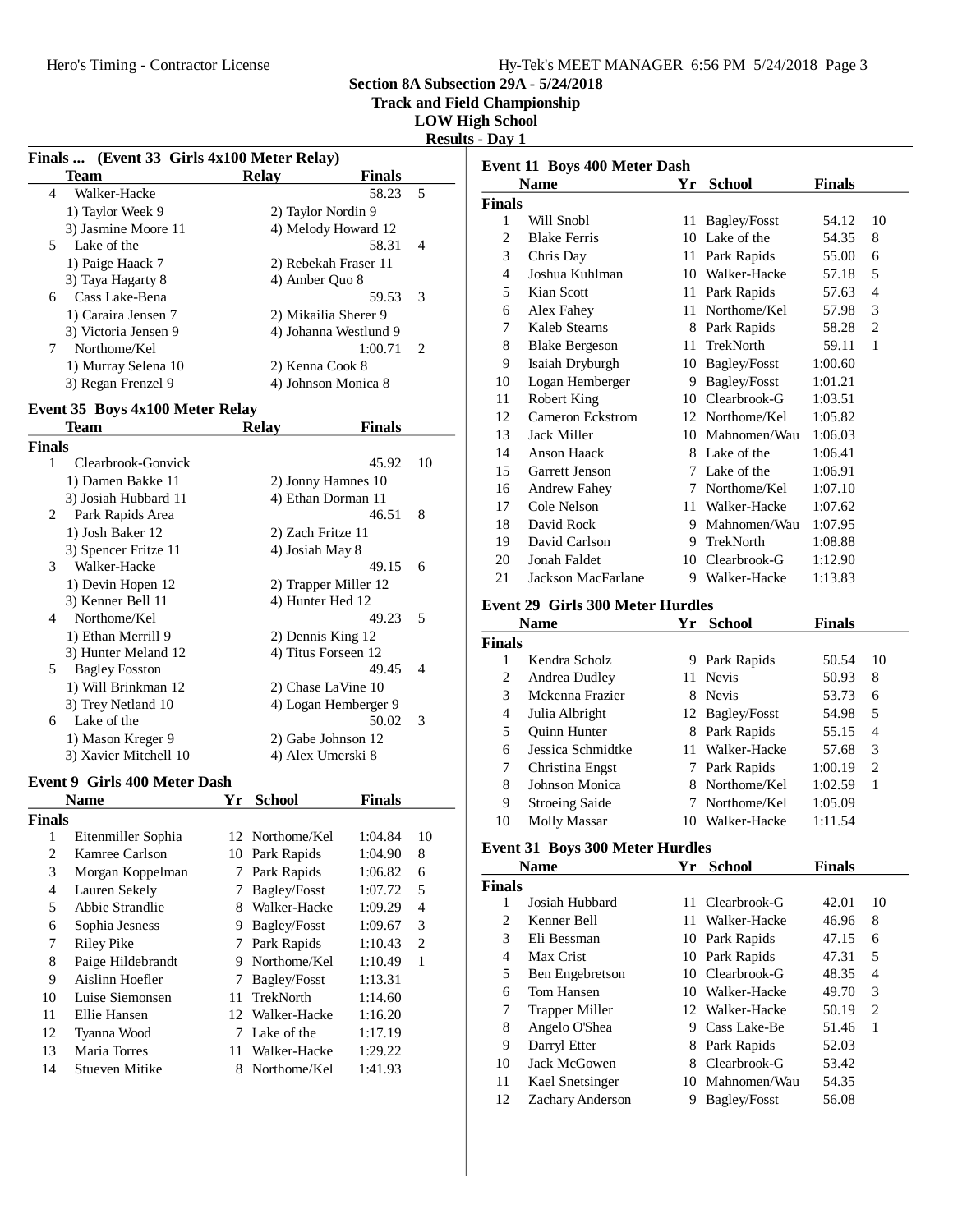## Section 8A Subsection 29A - 5/24/2018
## Track and Field Championship
## LOW High School
## Results - Day 1

### Finals ... (Event 33 Girls 4x100 Meter Relay)

| | Team | Relay | Finals | |
|---|---|---|---|---|
| 4 | Walker-Hacke | | 58.23 | 5 |
| | 1) Taylor Week 9 | 2) Taylor Nordin 9 | | |
| | 3) Jasmine Moore 11 | 4) Melody Howard 12 | | |
| 5 | Lake of the | | 58.31 | 4 |
| | 1) Paige Haack 7 | 2) Rebekah Fraser 11 | | |
| | 3) Taya Hagarty 8 | 4) Amber Quo 8 | | |
| 6 | Cass Lake-Bena | | 59.53 | 3 |
| | 1) Caraira Jensen 7 | 2) Mikailia Sherer 9 | | |
| | 3) Victoria Jensen 9 | 4) Johanna Westlund 9 | | |
| 7 | Northome/Kel | | 1:00.71 | 2 |
| | 1) Murray Selena 10 | 2) Kenna Cook 8 | | |
| | 3) Regan Frenzel 9 | 4) Johnson Monica 8 | | |

### Event 35 Boys 4x100 Meter Relay

| | Team | Relay | Finals | |
|---|---|---|---|---|
| **Finals** | | | | |
| 1 | Clearbrook-Gonvick | | 45.92 | 10 |
| | 1) Damen Bakke 11 | 2) Jonny Hamnes 10 | | |
| | 3) Josiah Hubbard 11 | 4) Ethan Dorman 11 | | |
| 2 | Park Rapids Area | | 46.51 | 8 |
| | 1) Josh Baker 12 | 2) Zach Fritze 11 | | |
| | 3) Spencer Fritze 11 | 4) Josiah May 8 | | |
| 3 | Walker-Hacke | | 49.15 | 6 |
| | 1) Devin Hopen 12 | 2) Trapper Miller 12 | | |
| | 3) Kenner Bell 11 | 4) Hunter Hed 12 | | |
| 4 | Northome/Kel | | 49.23 | 5 |
| | 1) Ethan Merrill 9 | 2) Dennis King 12 | | |
| | 3) Hunter Meland 12 | 4) Titus Forseen 12 | | |
| 5 | Bagley Fosston | | 49.45 | 4 |
| | 1) Will Brinkman 12 | 2) Chase LaVine 10 | | |
| | 3) Trey Netland 10 | 4) Logan Hemberger 9 | | |
| 6 | Lake of the | | 50.02 | 3 |
| | 1) Mason Kreger 9 | 2) Gabe Johnson 12 | | |
| | 3) Xavier Mitchell 10 | 4) Alex Umerski 8 | | |

### Event 9 Girls 400 Meter Dash

| | Name | Yr | School | Finals | |
|---|---|---|---|---|---|
| **Finals** | | | | | |
| 1 | Eitenmiller Sophia | 12 | Northome/Kel | 1:04.84 | 10 |
| 2 | Kamree Carlson | 10 | Park Rapids | 1:04.90 | 8 |
| 3 | Morgan Koppelman | 7 | Park Rapids | 1:06.82 | 6 |
| 4 | Lauren Sekely | 7 | Bagley/Fosst | 1:07.72 | 5 |
| 5 | Abbie Strandlie | 8 | Walker-Hacke | 1:09.29 | 4 |
| 6 | Sophia Jesness | 9 | Bagley/Fosst | 1:09.67 | 3 |
| 7 | Riley Pike | 7 | Park Rapids | 1:10.43 | 2 |
| 8 | Paige Hildebrandt | 9 | Northome/Kel | 1:10.49 | 1 |
| 9 | Aislinn Hoefler | 7 | Bagley/Fosst | 1:13.31 | |
| 10 | Luise Siemonsen | 11 | TrekNorth | 1:14.60 | |
| 11 | Ellie Hansen | 12 | Walker-Hacke | 1:16.20 | |
| 12 | Tyanna Wood | 7 | Lake of the | 1:17.19 | |
| 13 | Maria Torres | 11 | Walker-Hacke | 1:29.22 | |
| 14 | Stueven Mitike | 8 | Northome/Kel | 1:41.93 | |

### Event 11 Boys 400 Meter Dash

| | Name | Yr | School | Finals | |
|---|---|---|---|---|---|
| **Finals** | | | | | |
| 1 | Will Snobl | 11 | Bagley/Fosst | 54.12 | 10 |
| 2 | Blake Ferris | 10 | Lake of the | 54.35 | 8 |
| 3 | Chris Day | 11 | Park Rapids | 55.00 | 6 |
| 4 | Joshua Kuhlman | 10 | Walker-Hacke | 57.18 | 5 |
| 5 | Kian Scott | 11 | Park Rapids | 57.63 | 4 |
| 6 | Alex Fahey | 11 | Northome/Kel | 57.98 | 3 |
| 7 | Kaleb Stearns | 8 | Park Rapids | 58.28 | 2 |
| 8 | Blake Bergeson | 11 | TrekNorth | 59.11 | 1 |
| 9 | Isaiah Dryburgh | 10 | Bagley/Fosst | 1:00.60 | |
| 10 | Logan Hemberger | 9 | Bagley/Fosst | 1:01.21 | |
| 11 | Robert King | 10 | Clearbrook-G | 1:03.51 | |
| 12 | Cameron Eckstrom | 12 | Northome/Kel | 1:05.82 | |
| 13 | Jack Miller | 10 | Mahnomen/Wau | 1:06.03 | |
| 14 | Anson Haack | 8 | Lake of the | 1:06.41 | |
| 15 | Garrett Jenson | 7 | Lake of the | 1:06.91 | |
| 16 | Andrew Fahey | 7 | Northome/Kel | 1:07.10 | |
| 17 | Cole Nelson | 11 | Walker-Hacke | 1:07.62 | |
| 18 | David Rock | 9 | Mahnomen/Wau | 1:07.95 | |
| 19 | David Carlson | 9 | TrekNorth | 1:08.88 | |
| 20 | Jonah Faldet | 10 | Clearbrook-G | 1:12.90 | |
| 21 | Jackson MacFarlane | 9 | Walker-Hacke | 1:13.83 | |

### Event 29 Girls 300 Meter Hurdles

| | Name | Yr | School | Finals | |
|---|---|---|---|---|---|
| **Finals** | | | | | |
| 1 | Kendra Scholz | 9 | Park Rapids | 50.54 | 10 |
| 2 | Andrea Dudley | 11 | Nevis | 50.93 | 8 |
| 3 | Mckenna Frazier | 8 | Nevis | 53.73 | 6 |
| 4 | Julia Albright | 12 | Bagley/Fosst | 54.98 | 5 |
| 5 | Quinn Hunter | 8 | Park Rapids | 55.15 | 4 |
| 6 | Jessica Schmidtke | 11 | Walker-Hacke | 57.68 | 3 |
| 7 | Christina Engst | 7 | Park Rapids | 1:00.19 | 2 |
| 8 | Johnson Monica | 8 | Northome/Kel | 1:02.59 | 1 |
| 9 | Stroeing Saide | 7 | Northome/Kel | 1:05.09 | |
| 10 | Molly Massar | 10 | Walker-Hacke | 1:11.54 | |

### Event 31 Boys 300 Meter Hurdles

| | Name | Yr | School | Finals | |
|---|---|---|---|---|---|
| **Finals** | | | | | |
| 1 | Josiah Hubbard | 11 | Clearbrook-G | 42.01 | 10 |
| 2 | Kenner Bell | 11 | Walker-Hacke | 46.96 | 8 |
| 3 | Eli Bessman | 10 | Park Rapids | 47.15 | 6 |
| 4 | Max Crist | 10 | Park Rapids | 47.31 | 5 |
| 5 | Ben Engebretson | 10 | Clearbrook-G | 48.35 | 4 |
| 6 | Tom Hansen | 10 | Walker-Hacke | 49.70 | 3 |
| 7 | Trapper Miller | 12 | Walker-Hacke | 50.19 | 2 |
| 8 | Angelo O'Shea | 9 | Cass Lake-Be | 51.46 | 1 |
| 9 | Darryl Etter | 8 | Park Rapids | 52.03 | |
| 10 | Jack McGowen | 8 | Clearbrook-G | 53.42 | |
| 11 | Kael Snetsinger | 10 | Mahnomen/Wau | 54.35 | |
| 12 | Zachary Anderson | 9 | Bagley/Fosst | 56.08 | |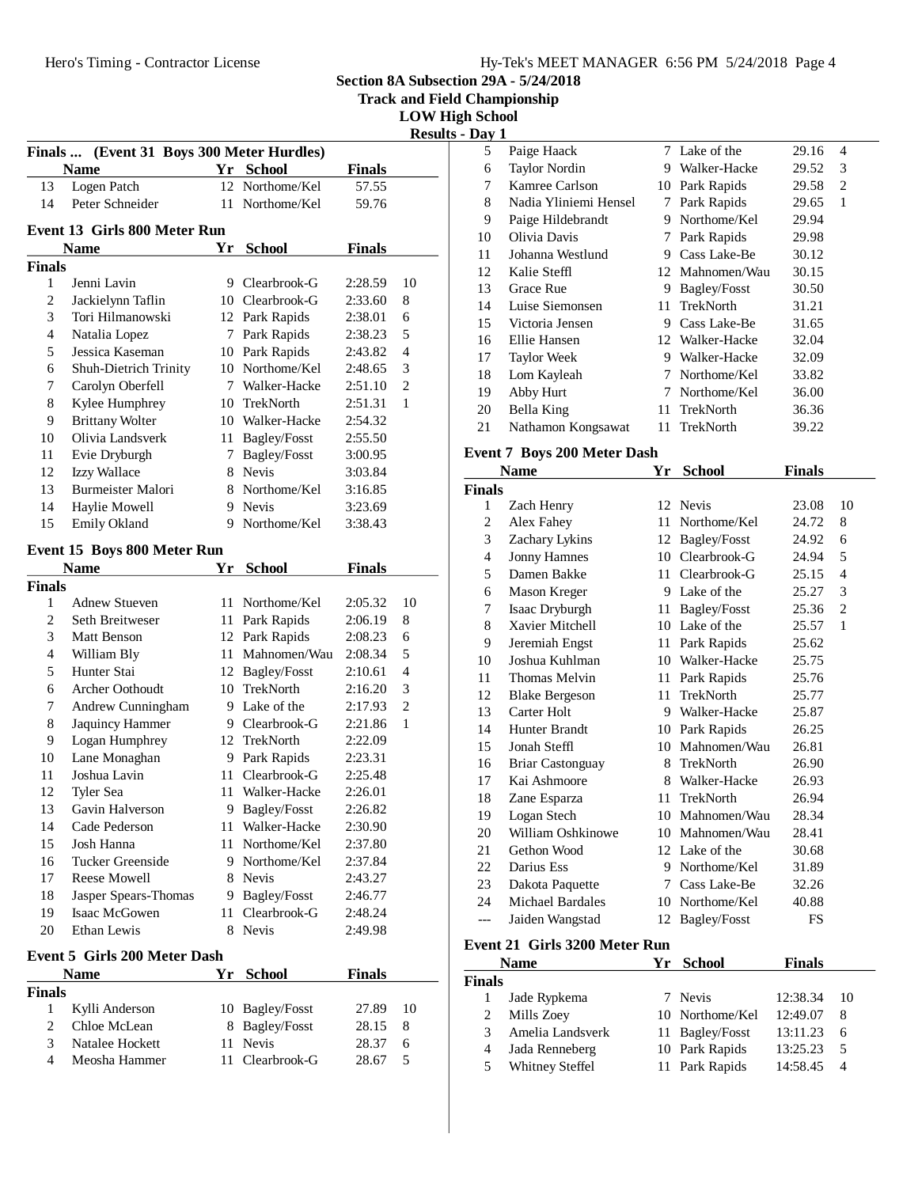## Section 8A Subsection 29A - 5/24/2018
## Track and Field Championship
## LOW High School
### Results - Day 1

### Finals ... (Event 31 Boys 300 Meter Hurdles)

| | Name | Yr | School | Finals | |
|---|---|---|---|---|---|
| 13 | Logen Patch | 12 | Northome/Kel | 57.55 | |
| 14 | Peter Schneider | 11 | Northome/Kel | 59.76 | |

### Event 13 Girls 800 Meter Run

| | Name | Yr | School | Finals | |
|---|---|---|---|---|---|
| **Finals** | | | | | |
| 1 | Jenni Lavin | 9 | Clearbrook-G | 2:28.59 | 10 |
| 2 | Jackielynn Taflin | 10 | Clearbrook-G | 2:33.60 | 8 |
| 3 | Tori Hilmanowski | 12 | Park Rapids | 2:38.01 | 6 |
| 4 | Natalia Lopez | 7 | Park Rapids | 2:38.23 | 5 |
| 5 | Jessica Kaseman | 10 | Park Rapids | 2:43.82 | 4 |
| 6 | Shuh-Dietrich Trinity | 10 | Northome/Kel | 2:48.65 | 3 |
| 7 | Carolyn Oberfell | 7 | Walker-Hacke | 2:51.10 | 2 |
| 8 | Kylee Humphrey | 10 | TrekNorth | 2:51.31 | 1 |
| 9 | Brittany Wolter | 10 | Walker-Hacke | 2:54.32 | |
| 10 | Olivia Landsverk | 11 | Bagley/Fosst | 2:55.50 | |
| 11 | Evie Dryburgh | 7 | Bagley/Fosst | 3:00.95 | |
| 12 | Izzy Wallace | 8 | Nevis | 3:03.84 | |
| 13 | Burmeister Malori | 8 | Northome/Kel | 3:16.85 | |
| 14 | Haylie Mowell | 9 | Nevis | 3:23.69 | |
| 15 | Emily Okland | 9 | Northome/Kel | 3:38.43 | |

### Event 15 Boys 800 Meter Run

| | Name | Yr | School | Finals | |
|---|---|---|---|---|---|
| **Finals** | | | | | |
| 1 | Adnew Stueven | 11 | Northome/Kel | 2:05.32 | 10 |
| 2 | Seth Breitweser | 11 | Park Rapids | 2:06.19 | 8 |
| 3 | Matt Benson | 12 | Park Rapids | 2:08.23 | 6 |
| 4 | William Bly | 11 | Mahnomen/Wau | 2:08.34 | 5 |
| 5 | Hunter Stai | 12 | Bagley/Fosst | 2:10.61 | 4 |
| 6 | Archer Oothoudt | 10 | TrekNorth | 2:16.20 | 3 |
| 7 | Andrew Cunningham | 9 | Lake of the | 2:17.93 | 2 |
| 8 | Jaquincy Hammer | 9 | Clearbrook-G | 2:21.86 | 1 |
| 9 | Logan Humphrey | 12 | TrekNorth | 2:22.09 | |
| 10 | Lane Monaghan | 9 | Park Rapids | 2:23.31 | |
| 11 | Joshua Lavin | 11 | Clearbrook-G | 2:25.48 | |
| 12 | Tyler Sea | 11 | Walker-Hacke | 2:26.01 | |
| 13 | Gavin Halverson | 9 | Bagley/Fosst | 2:26.82 | |
| 14 | Cade Pederson | 11 | Walker-Hacke | 2:30.90 | |
| 15 | Josh Hanna | 11 | Northome/Kel | 2:37.80 | |
| 16 | Tucker Greenside | 9 | Northome/Kel | 2:37.84 | |
| 17 | Reese Mowell | 8 | Nevis | 2:43.27 | |
| 18 | Jasper Spears-Thomas | 9 | Bagley/Fosst | 2:46.77 | |
| 19 | Isaac McGowen | 11 | Clearbrook-G | 2:48.24 | |
| 20 | Ethan Lewis | 8 | Nevis | 2:49.98 | |

### Event 5 Girls 200 Meter Dash

| | Name | Yr | School | Finals | |
|---|---|---|---|---|---|
| **Finals** | | | | | |
| 1 | Kylli Anderson | 10 | Bagley/Fosst | 27.89 | 10 |
| 2 | Chloe McLean | 8 | Bagley/Fosst | 28.15 | 8 |
| 3 | Natalee Hockett | 11 | Nevis | 28.37 | 6 |
| 4 | Meosha Hammer | 11 | Clearbrook-G | 28.67 | 5 |
| 5 | Paige Haack | 7 | Lake of the | 29.16 | 4 |
| 6 | Taylor Nordin | 9 | Walker-Hacke | 29.52 | 3 |
| 7 | Kamree Carlson | 10 | Park Rapids | 29.58 | 2 |
| 8 | Nadia Yliniemi Hensel | 7 | Park Rapids | 29.65 | 1 |
| 9 | Paige Hildebrandt | 9 | Northome/Kel | 29.94 | |
| 10 | Olivia Davis | 7 | Park Rapids | 29.98 | |
| 11 | Johanna Westlund | 9 | Cass Lake-Be | 30.12 | |
| 12 | Kalie Steffl | 12 | Mahnomen/Wau | 30.15 | |
| 13 | Grace Rue | 9 | Bagley/Fosst | 30.50 | |
| 14 | Luise Siemonsen | 11 | TrekNorth | 31.21 | |
| 15 | Victoria Jensen | 9 | Cass Lake-Be | 31.65 | |
| 16 | Ellie Hansen | 12 | Walker-Hacke | 32.04 | |
| 17 | Taylor Week | 9 | Walker-Hacke | 32.09 | |
| 18 | Lom Kayleah | 7 | Northome/Kel | 33.82 | |
| 19 | Abby Hurt | 7 | Northome/Kel | 36.00 | |
| 20 | Bella King | 11 | TrekNorth | 36.36 | |
| 21 | Nathamon Kongsawat | 11 | TrekNorth | 39.22 | |

### Event 7 Boys 200 Meter Dash

| | Name | Yr | School | Finals | |
|---|---|---|---|---|---|
| **Finals** | | | | | |
| 1 | Zach Henry | 12 | Nevis | 23.08 | 10 |
| 2 | Alex Fahey | 11 | Northome/Kel | 24.72 | 8 |
| 3 | Zachary Lykins | 12 | Bagley/Fosst | 24.92 | 6 |
| 4 | Jonny Hamnes | 10 | Clearbrook-G | 24.94 | 5 |
| 5 | Damen Bakke | 11 | Clearbrook-G | 25.15 | 4 |
| 6 | Mason Kreger | 9 | Lake of the | 25.27 | 3 |
| 7 | Isaac Dryburgh | 11 | Bagley/Fosst | 25.36 | 2 |
| 8 | Xavier Mitchell | 10 | Lake of the | 25.57 | 1 |
| 9 | Jeremiah Engst | 11 | Park Rapids | 25.62 | |
| 10 | Joshua Kuhlman | 10 | Walker-Hacke | 25.75 | |
| 11 | Thomas Melvin | 11 | Park Rapids | 25.76 | |
| 12 | Blake Bergeson | 11 | TrekNorth | 25.77 | |
| 13 | Carter Holt | 9 | Walker-Hacke | 25.87 | |
| 14 | Hunter Brandt | 10 | Park Rapids | 26.25 | |
| 15 | Jonah Steffl | 10 | Mahnomen/Wau | 26.81 | |
| 16 | Briar Castonguay | 8 | TrekNorth | 26.90 | |
| 17 | Kai Ashmoore | 8 | Walker-Hacke | 26.93 | |
| 18 | Zane Esparza | 11 | TrekNorth | 26.94 | |
| 19 | Logan Stech | 10 | Mahnomen/Wau | 28.34 | |
| 20 | William Oshkinowe | 10 | Mahnomen/Wau | 28.41 | |
| 21 | Gethon Wood | 12 | Lake of the | 30.68 | |
| 22 | Darius Ess | 9 | Northome/Kel | 31.89 | |
| 23 | Dakota Paquette | 7 | Cass Lake-Be | 32.26 | |
| 24 | Michael Bardales | 10 | Northome/Kel | 40.88 | |
| --- | Jaiden Wangstad | 12 | Bagley/Fosst | FS | |

### Event 21 Girls 3200 Meter Run

| | Name | Yr | School | Finals | |
|---|---|---|---|---|---|
| **Finals** | | | | | |
| 1 | Jade Rypkema | 7 | Nevis | 12:38.34 | 10 |
| 2 | Mills Zoey | 10 | Northome/Kel | 12:49.07 | 8 |
| 3 | Amelia Landsverk | 11 | Bagley/Fosst | 13:11.23 | 6 |
| 4 | Jada Renneberg | 10 | Park Rapids | 13:25.23 | 5 |
| 5 | Whitney Steffel | 11 | Park Rapids | 14:58.45 | 4 |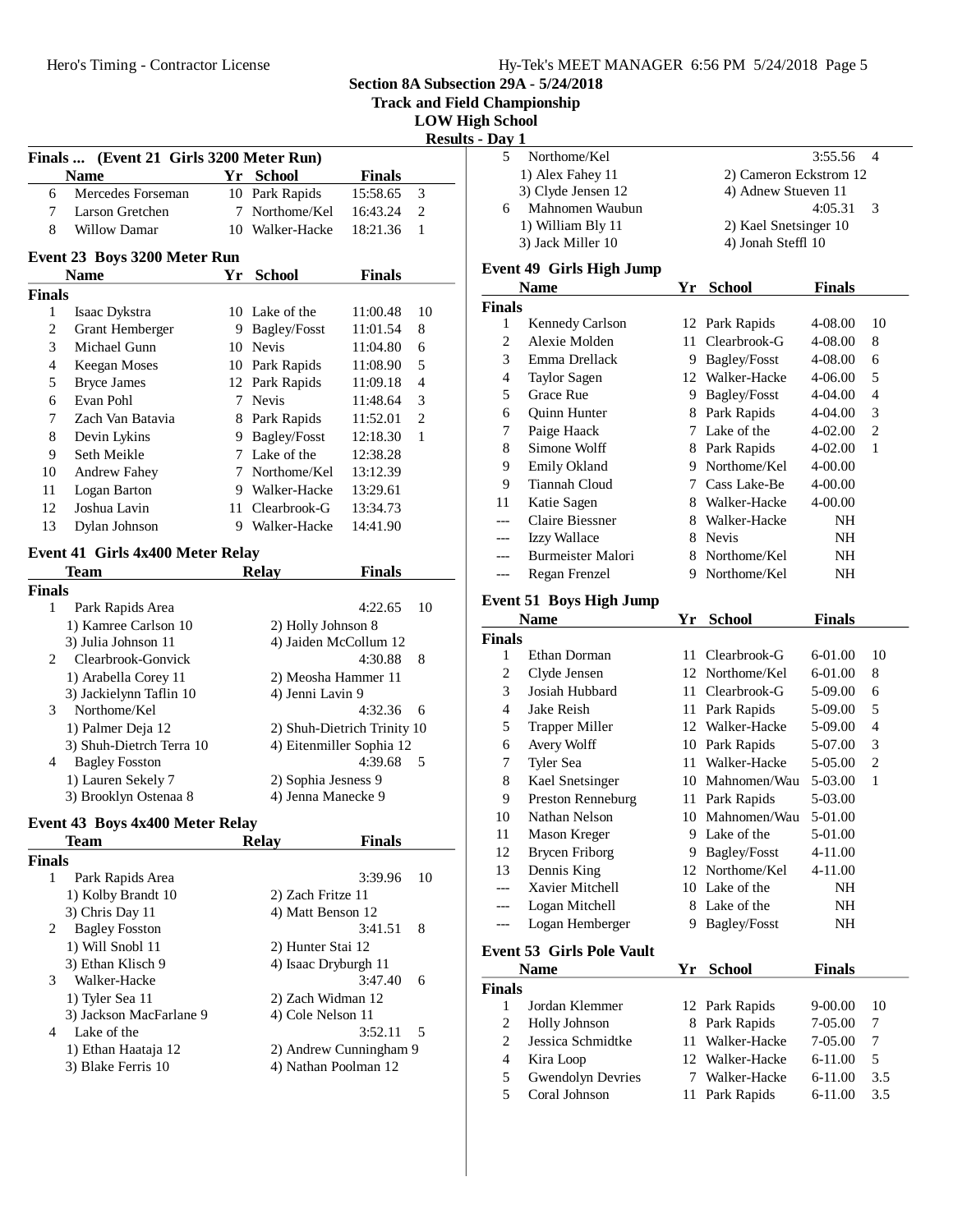**Section 8A Subsection 29A - 5/24/2018**
**Track and Field Championship**
**LOW High School**
**Results - Day 1**

### Finals ... (Event 21 Girls 3200 Meter Run)

| | Name | Yr | School | Finals | |
|---|---|---|---|---|---|
| 6 | Mercedes Forseman | 10 | Park Rapids | 15:58.65 | 3 |
| 7 | Larson Gretchen | 7 | Northome/Kel | 16:43.24 | 2 |
| 8 | Willow Damar | 10 | Walker-Hacke | 18:21.36 | 1 |

### Event 23 Boys 3200 Meter Run

| | Name | Yr | School | Finals | |
|---|---|---|---|---|---|
| **Finals** | | | | | |
| 1 | Isaac Dykstra | 10 | Lake of the | 11:00.48 | 10 |
| 2 | Grant Hemberger | 9 | Bagley/Fosst | 11:01.54 | 8 |
| 3 | Michael Gunn | 10 | Nevis | 11:04.80 | 6 |
| 4 | Keegan Moses | 10 | Park Rapids | 11:08.90 | 5 |
| 5 | Bryce James | 12 | Park Rapids | 11:09.18 | 4 |
| 6 | Evan Pohl | 7 | Nevis | 11:48.64 | 3 |
| 7 | Zach Van Batavia | 8 | Park Rapids | 11:52.01 | 2 |
| 8 | Devin Lykins | 9 | Bagley/Fosst | 12:18.30 | 1 |
| 9 | Seth Meikle | 7 | Lake of the | 12:38.28 | |
| 10 | Andrew Fahey | 7 | Northome/Kel | 13:12.39 | |
| 11 | Logan Barton | 9 | Walker-Hacke | 13:29.61 | |
| 12 | Joshua Lavin | 11 | Clearbrook-G | 13:34.73 | |
| 13 | Dylan Johnson | 9 | Walker-Hacke | 14:41.90 | |

### Event 41 Girls 4x400 Meter Relay

| | Team | Relay | Finals | |
|---|---|---|---|---|
| **Finals** | | | | |
| 1 | Park Rapids Area | | 4:22.65 | 10 |
| | 1) Kamree Carlson 10 | 2) Holly Johnson 8 | | |
| | 3) Julia Johnson 11 | 4) Jaiden McCollum 12 | | |
| 2 | Clearbrook-Gonvick | | 4:30.88 | 8 |
| | 1) Arabella Corey 11 | 2) Meosha Hammer 11 | | |
| | 3) Jackielynn Taflin 10 | 4) Jenni Lavin 9 | | |
| 3 | Northome/Kel | | 4:32.36 | 6 |
| | 1) Palmer Deja 12 | 2) Shuh-Dietrich Trinity 10 | | |
| | 3) Shuh-Dietrch Terra 10 | 4) Eitenmiller Sophia 12 | | |
| 4 | Bagley Fosston | | 4:39.68 | 5 |
| | 1) Lauren Sekely 7 | 2) Sophia Jesness 9 | | |
| | 3) Brooklyn Ostenaa 8 | 4) Jenna Manecke 9 | | |

### Event 43 Boys 4x400 Meter Relay

| | Team | Relay | Finals | |
|---|---|---|---|---|
| **Finals** | | | | |
| 1 | Park Rapids Area | | 3:39.96 | 10 |
| | 1) Kolby Brandt 10 | 2) Zach Fritze 11 | | |
| | 3) Chris Day 11 | 4) Matt Benson 12 | | |
| 2 | Bagley Fosston | | 3:41.51 | 8 |
| | 1) Will Snobl 11 | 2) Hunter Stai 12 | | |
| | 3) Ethan Klisch 9 | 4) Isaac Dryburgh 11 | | |
| 3 | Walker-Hacke | | 3:47.40 | 6 |
| | 1) Tyler Sea 11 | 2) Zach Widman 12 | | |
| | 3) Jackson MacFarlane 9 | 4) Cole Nelson 11 | | |
| 4 | Lake of the | | 3:52.11 | 5 |
| | 1) Ethan Haataja 12 | 2) Andrew Cunningham 9 | | |
| | 3) Blake Ferris 10 | 4) Nathan Poolman 12 | | |
| 5 | Northome/Kel | | 3:55.56 | 4 |
| | 1) Alex Fahey 11 | 2) Cameron Eckstrom 12 | | |
| | 3) Clyde Jensen 12 | 4) Adnew Stueven 11 | | |
| 6 | Mahnomen Waubun | | 4:05.31 | 3 |
| | 1) William Bly 11 | 2) Kael Snetsinger 10 | | |
| | 3) Jack Miller 10 | 4) Jonah Steffl 10 | | |

### Event 49 Girls High Jump

| | Name | Yr | School | Finals | |
|---|---|---|---|---|---|
| **Finals** | | | | | |
| 1 | Kennedy Carlson | 12 | Park Rapids | 4-08.00 | 10 |
| 2 | Alexie Molden | 11 | Clearbrook-G | 4-08.00 | 8 |
| 3 | Emma Drellack | 9 | Bagley/Fosst | 4-08.00 | 6 |
| 4 | Taylor Sagen | 12 | Walker-Hacke | 4-06.00 | 5 |
| 5 | Grace Rue | 9 | Bagley/Fosst | 4-04.00 | 4 |
| 6 | Quinn Hunter | 8 | Park Rapids | 4-04.00 | 3 |
| 7 | Paige Haack | 7 | Lake of the | 4-02.00 | 2 |
| 8 | Simone Wolff | 8 | Park Rapids | 4-02.00 | 1 |
| 9 | Emily Okland | 9 | Northome/Kel | 4-00.00 | |
| 9 | Tiannah Cloud | 7 | Cass Lake-Be | 4-00.00 | |
| 11 | Katie Sagen | 8 | Walker-Hacke | 4-00.00 | |
| --- | Claire Biessner | 8 | Walker-Hacke | NH | |
| --- | Izzy Wallace | 8 | Nevis | NH | |
| --- | Burmeister Malori | 8 | Northome/Kel | NH | |
| --- | Regan Frenzel | 9 | Northome/Kel | NH | |

### Event 51 Boys High Jump

| | Name | Yr | School | Finals | |
|---|---|---|---|---|---|
| **Finals** | | | | | |
| 1 | Ethan Dorman | 11 | Clearbrook-G | 6-01.00 | 10 |
| 2 | Clyde Jensen | 12 | Northome/Kel | 6-01.00 | 8 |
| 3 | Josiah Hubbard | 11 | Clearbrook-G | 5-09.00 | 6 |
| 4 | Jake Reish | 11 | Park Rapids | 5-09.00 | 5 |
| 5 | Trapper Miller | 12 | Walker-Hacke | 5-09.00 | 4 |
| 6 | Avery Wolff | 10 | Park Rapids | 5-07.00 | 3 |
| 7 | Tyler Sea | 11 | Walker-Hacke | 5-05.00 | 2 |
| 8 | Kael Snetsinger | 10 | Mahnomen/Wau | 5-03.00 | 1 |
| 9 | Preston Renneburg | 11 | Park Rapids | 5-03.00 | |
| 10 | Nathan Nelson | 10 | Mahnomen/Wau | 5-01.00 | |
| 11 | Mason Kreger | 9 | Lake of the | 5-01.00 | |
| 12 | Brycen Friborg | 9 | Bagley/Fosst | 4-11.00 | |
| 13 | Dennis King | 12 | Northome/Kel | 4-11.00 | |
| --- | Xavier Mitchell | 10 | Lake of the | NH | |
| --- | Logan Mitchell | 8 | Lake of the | NH | |
| --- | Logan Hemberger | 9 | Bagley/Fosst | NH | |

### Event 53 Girls Pole Vault

| | Name | Yr | School | Finals | |
|---|---|---|---|---|---|
| **Finals** | | | | | |
| 1 | Jordan Klemmer | 12 | Park Rapids | 9-00.00 | 10 |
| 2 | Holly Johnson | 8 | Park Rapids | 7-05.00 | 7 |
| 2 | Jessica Schmidtke | 11 | Walker-Hacke | 7-05.00 | 7 |
| 4 | Kira Loop | 12 | Walker-Hacke | 6-11.00 | 5 |
| 5 | Gwendolyn Devries | 7 | Walker-Hacke | 6-11.00 | 3.5 |
| 5 | Coral Johnson | 11 | Park Rapids | 6-11.00 | 3.5 |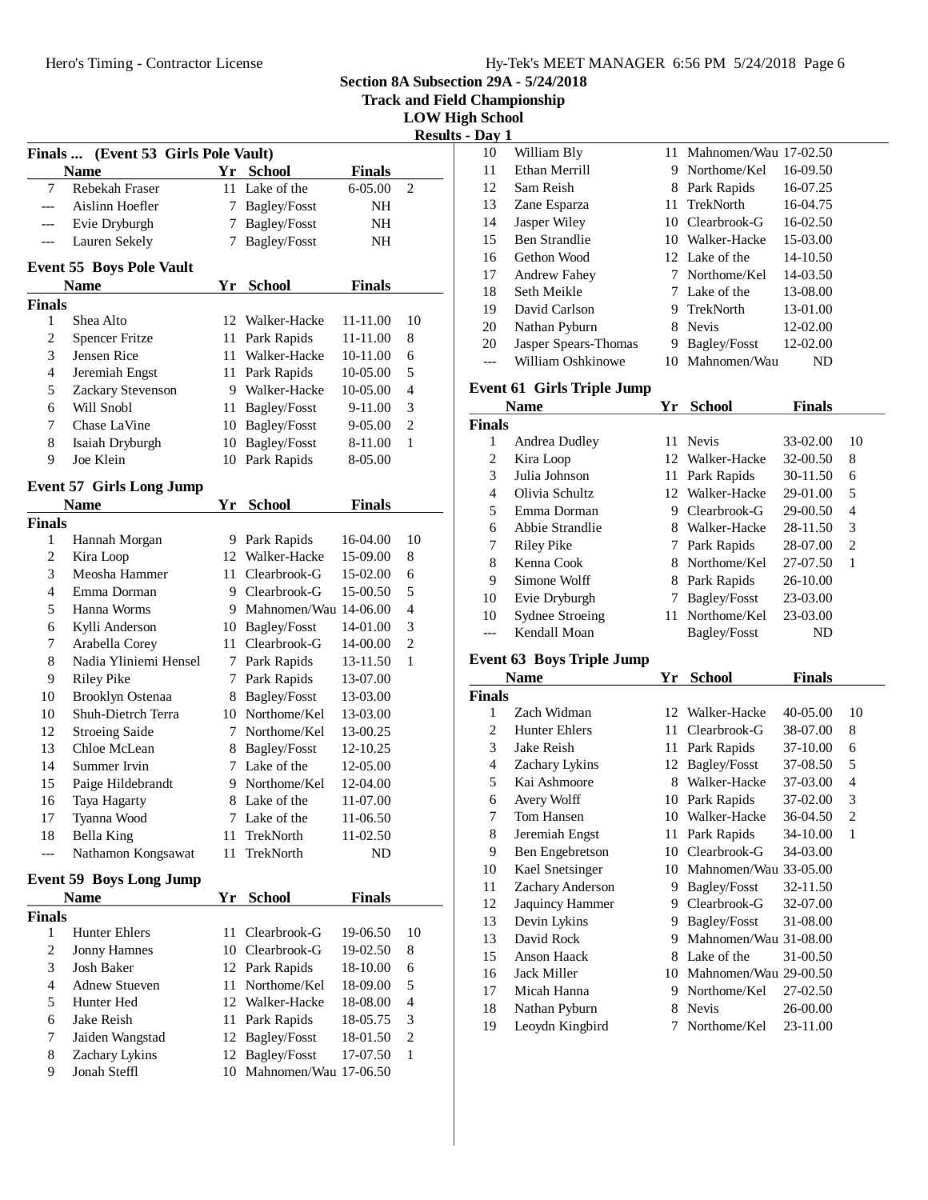## Section 8A Subsection 29A - 5/24/2018
## Track and Field Championship
## LOW High School
### Results - Day 1

### Finals ... (Event 53 Girls Pole Vault)

| | Name | Yr | School | Finals | |
|---|---|---|---|---|---|
| 7 | Rebekah Fraser | 11 | Lake of the | 6-05.00 | 2 |
| --- | Aislinn Hoefler | 7 | Bagley/Fosst | NH | |
| --- | Evie Dryburgh | 7 | Bagley/Fosst | NH | |
| --- | Lauren Sekely | 7 | Bagley/Fosst | NH | |

### Event 55 Boys Pole Vault

| | Name | Yr | School | Finals | |
|---|---|---|---|---|---|
| **Finals** | | | | | |
| 1 | Shea Alto | 12 | Walker-Hacke | 11-11.00 | 10 |
| 2 | Spencer Fritze | 11 | Park Rapids | 11-11.00 | 8 |
| 3 | Jensen Rice | 11 | Walker-Hacke | 10-11.00 | 6 |
| 4 | Jeremiah Engst | 11 | Park Rapids | 10-05.00 | 5 |
| 5 | Zackary Stevenson | 9 | Walker-Hacke | 10-05.00 | 4 |
| 6 | Will Snobl | 11 | Bagley/Fosst | 9-11.00 | 3 |
| 7 | Chase LaVine | 10 | Bagley/Fosst | 9-05.00 | 2 |
| 8 | Isaiah Dryburgh | 10 | Bagley/Fosst | 8-11.00 | 1 |
| 9 | Joe Klein | 10 | Park Rapids | 8-05.00 | |

### Event 57 Girls Long Jump

| | Name | Yr | School | Finals | |
|---|---|---|---|---|---|
| **Finals** | | | | | |
| 1 | Hannah Morgan | 9 | Park Rapids | 16-04.00 | 10 |
| 2 | Kira Loop | 12 | Walker-Hacke | 15-09.00 | 8 |
| 3 | Meosha Hammer | 11 | Clearbrook-G | 15-02.00 | 6 |
| 4 | Emma Dorman | 9 | Clearbrook-G | 15-00.50 | 5 |
| 5 | Hanna Worms | 9 | Mahnomen/Wau | 14-06.00 | 4 |
| 6 | Kylli Anderson | 10 | Bagley/Fosst | 14-01.00 | 3 |
| 7 | Arabella Corey | 11 | Clearbrook-G | 14-00.00 | 2 |
| 8 | Nadia Yliniemi Hensel | 7 | Park Rapids | 13-11.50 | 1 |
| 9 | Riley Pike | 7 | Park Rapids | 13-07.00 | |
| 10 | Brooklyn Ostenaa | 8 | Bagley/Fosst | 13-03.00 | |
| 10 | Shuh-Dietrch Terra | 10 | Northome/Kel | 13-03.00 | |
| 12 | Stroeing Saide | 7 | Northome/Kel | 13-00.25 | |
| 13 | Chloe McLean | 8 | Bagley/Fosst | 12-10.25 | |
| 14 | Summer Irvin | 7 | Lake of the | 12-05.00 | |
| 15 | Paige Hildebrandt | 9 | Northome/Kel | 12-04.00 | |
| 16 | Taya Hagarty | 8 | Lake of the | 11-07.00 | |
| 17 | Tyanna Wood | 7 | Lake of the | 11-06.50 | |
| 18 | Bella King | 11 | TrekNorth | 11-02.50 | |
| --- | Nathamon Kongsawat | 11 | TrekNorth | ND | |

### Event 59 Boys Long Jump

| | Name | Yr | School | Finals | |
|---|---|---|---|---|---|
| **Finals** | | | | | |
| 1 | Hunter Ehlers | 11 | Clearbrook-G | 19-06.50 | 10 |
| 2 | Jonny Hamnes | 10 | Clearbrook-G | 19-02.50 | 8 |
| 3 | Josh Baker | 12 | Park Rapids | 18-10.00 | 6 |
| 4 | Adnew Stueven | 11 | Northome/Kel | 18-09.00 | 5 |
| 5 | Hunter Hed | 12 | Walker-Hacke | 18-08.00 | 4 |
| 6 | Jake Reish | 11 | Park Rapids | 18-05.75 | 3 |
| 7 | Jaiden Wangstad | 12 | Bagley/Fosst | 18-01.50 | 2 |
| 8 | Zachary Lykins | 12 | Bagley/Fosst | 17-07.50 | 1 |
| 9 | Jonah Steffl | 10 | Mahnomen/Wau | 17-06.50 | |
| 10 | William Bly | 11 | Mahnomen/Wau | 17-02.50 | |
| 11 | Ethan Merrill | 9 | Northome/Kel | 16-09.50 | |
| 12 | Sam Reish | 8 | Park Rapids | 16-07.25 | |
| 13 | Zane Esparza | 11 | TrekNorth | 16-04.75 | |
| 14 | Jasper Wiley | 10 | Clearbrook-G | 16-02.50 | |
| 15 | Ben Strandlie | 10 | Walker-Hacke | 15-03.00 | |
| 16 | Gethon Wood | 12 | Lake of the | 14-10.50 | |
| 17 | Andrew Fahey | 7 | Northome/Kel | 14-03.50 | |
| 18 | Seth Meikle | 7 | Lake of the | 13-08.00 | |
| 19 | David Carlson | 9 | TrekNorth | 13-01.00 | |
| 20 | Nathan Pyburn | 8 | Nevis | 12-02.00 | |
| 20 | Jasper Spears-Thomas | 9 | Bagley/Fosst | 12-02.00 | |
| --- | William Oshkinowe | 10 | Mahnomen/Wau | ND | |

### Event 61 Girls Triple Jump

| | Name | Yr | School | Finals | |
|---|---|---|---|---|---|
| **Finals** | | | | | |
| 1 | Andrea Dudley | 11 | Nevis | 33-02.00 | 10 |
| 2 | Kira Loop | 12 | Walker-Hacke | 32-00.50 | 8 |
| 3 | Julia Johnson | 11 | Park Rapids | 30-11.50 | 6 |
| 4 | Olivia Schultz | 12 | Walker-Hacke | 29-01.00 | 5 |
| 5 | Emma Dorman | 9 | Clearbrook-G | 29-00.50 | 4 |
| 6 | Abbie Strandlie | 8 | Walker-Hacke | 28-11.50 | 3 |
| 7 | Riley Pike | 7 | Park Rapids | 28-07.00 | 2 |
| 8 | Kenna Cook | 8 | Northome/Kel | 27-07.50 | 1 |
| 9 | Simone Wolff | 8 | Park Rapids | 26-10.00 | |
| 10 | Evie Dryburgh | 7 | Bagley/Fosst | 23-03.00 | |
| 10 | Sydnee Stroeing | 11 | Northome/Kel | 23-03.00 | |
| --- | Kendall Moan | | Bagley/Fosst | ND | |

### Event 63 Boys Triple Jump

| | Name | Yr | School | Finals | |
|---|---|---|---|---|---|
| **Finals** | | | | | |
| 1 | Zach Widman | 12 | Walker-Hacke | 40-05.00 | 10 |
| 2 | Hunter Ehlers | 11 | Clearbrook-G | 38-07.00 | 8 |
| 3 | Jake Reish | 11 | Park Rapids | 37-10.00 | 6 |
| 4 | Zachary Lykins | 12 | Bagley/Fosst | 37-08.50 | 5 |
| 5 | Kai Ashmoore | 8 | Walker-Hacke | 37-03.00 | 4 |
| 6 | Avery Wolff | 10 | Park Rapids | 37-02.00 | 3 |
| 7 | Tom Hansen | 10 | Walker-Hacke | 36-04.50 | 2 |
| 8 | Jeremiah Engst | 11 | Park Rapids | 34-10.00 | 1 |
| 9 | Ben Engebretson | 10 | Clearbrook-G | 34-03.00 | |
| 10 | Kael Snetsinger | 10 | Mahnomen/Wau | 33-05.00 | |
| 11 | Zachary Anderson | 9 | Bagley/Fosst | 32-11.50 | |
| 12 | Jaquincy Hammer | 9 | Clearbrook-G | 32-07.00 | |
| 13 | Devin Lykins | 9 | Bagley/Fosst | 31-08.00 | |
| 13 | David Rock | 9 | Mahnomen/Wau | 31-08.00 | |
| 15 | Anson Haack | 8 | Lake of the | 31-00.50 | |
| 16 | Jack Miller | 10 | Mahnomen/Wau | 29-00.50 | |
| 17 | Micah Hanna | 9 | Northome/Kel | 27-02.50 | |
| 18 | Nathan Pyburn | 8 | Nevis | 26-00.00 | |
| 19 | Leoydn Kingbird | 7 | Northome/Kel | 23-11.00 | |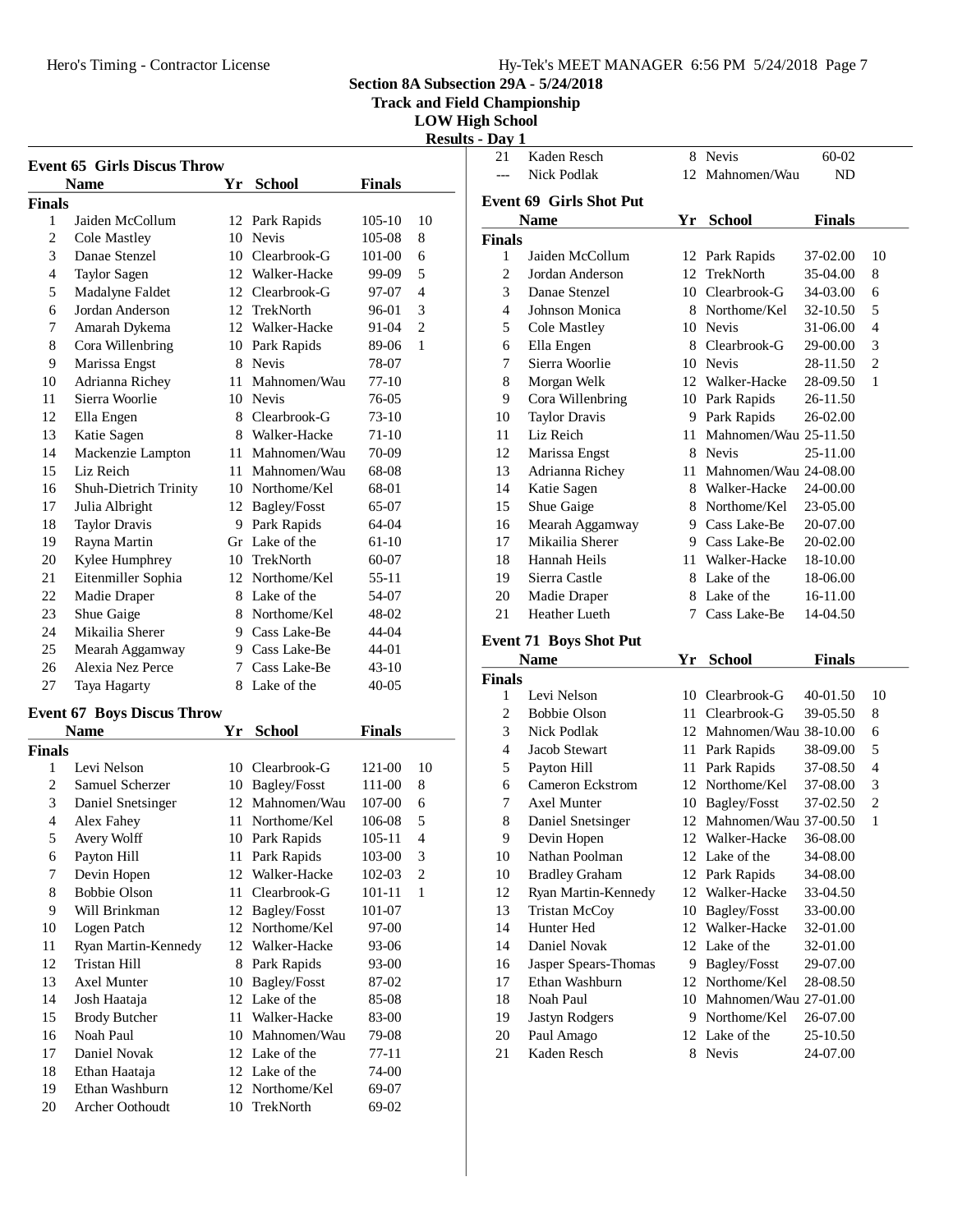Section 8A Subsection 29A - 5/24/2018
Track and Field Championship
LOW High School
Results - Day 1

### Event 65 Girls Discus Throw

| | Name | Yr | School | Finals | |
|---|---|---|---|---|---|
| **Finals** | | | | | |
| 1 | Jaiden McCollum | 12 | Park Rapids | 105-10 | 10 |
| 2 | Cole Mastley | 10 | Nevis | 105-08 | 8 |
| 3 | Danae Stenzel | 10 | Clearbrook-G | 101-00 | 6 |
| 4 | Taylor Sagen | 12 | Walker-Hacke | 99-09 | 5 |
| 5 | Madalyne Faldet | 12 | Clearbrook-G | 97-07 | 4 |
| 6 | Jordan Anderson | 12 | TrekNorth | 96-01 | 3 |
| 7 | Amarah Dykema | 12 | Walker-Hacke | 91-04 | 2 |
| 8 | Cora Willenbring | 10 | Park Rapids | 89-06 | 1 |
| 9 | Marissa Engst | 8 | Nevis | 78-07 | |
| 10 | Adrianna Richey | 11 | Mahnomen/Wau | 77-10 | |
| 11 | Sierra Woorlie | 10 | Nevis | 76-05 | |
| 12 | Ella Engen | 8 | Clearbrook-G | 73-10 | |
| 13 | Katie Sagen | 8 | Walker-Hacke | 71-10 | |
| 14 | Mackenzie Lampton | 11 | Mahnomen/Wau | 70-09 | |
| 15 | Liz Reich | 11 | Mahnomen/Wau | 68-08 | |
| 16 | Shuh-Dietrich Trinity | 10 | Northome/Kel | 68-01 | |
| 17 | Julia Albright | 12 | Bagley/Fosst | 65-07 | |
| 18 | Taylor Dravis | 9 | Park Rapids | 64-04 | |
| 19 | Rayna Martin | Gr | Lake of the | 61-10 | |
| 20 | Kylee Humphrey | 10 | TrekNorth | 60-07 | |
| 21 | Eitenmiller Sophia | 12 | Northome/Kel | 55-11 | |
| 22 | Madie Draper | 8 | Lake of the | 54-07 | |
| 23 | Shue Gaige | 8 | Northome/Kel | 48-02 | |
| 24 | Mikailia Sherer | 9 | Cass Lake-Be | 44-04 | |
| 25 | Mearah Aggamway | 9 | Cass Lake-Be | 44-01 | |
| 26 | Alexia Nez Perce | 7 | Cass Lake-Be | 43-10 | |
| 27 | Taya Hagarty | 8 | Lake of the | 40-05 | |

### Event 67 Boys Discus Throw

| | Name | Yr | School | Finals | |
|---|---|---|---|---|---|
| **Finals** | | | | | |
| 1 | Levi Nelson | 10 | Clearbrook-G | 121-00 | 10 |
| 2 | Samuel Scherzer | 10 | Bagley/Fosst | 111-00 | 8 |
| 3 | Daniel Snetsinger | 12 | Mahnomen/Wau | 107-00 | 6 |
| 4 | Alex Fahey | 11 | Northome/Kel | 106-08 | 5 |
| 5 | Avery Wolff | 10 | Park Rapids | 105-11 | 4 |
| 6 | Payton Hill | 11 | Park Rapids | 103-00 | 3 |
| 7 | Devin Hopen | 12 | Walker-Hacke | 102-03 | 2 |
| 8 | Bobbie Olson | 11 | Clearbrook-G | 101-11 | 1 |
| 9 | Will Brinkman | 12 | Bagley/Fosst | 101-07 | |
| 10 | Logen Patch | 12 | Northome/Kel | 97-00 | |
| 11 | Ryan Martin-Kennedy | 12 | Walker-Hacke | 93-06 | |
| 12 | Tristan Hill | 8 | Park Rapids | 93-00 | |
| 13 | Axel Munter | 10 | Bagley/Fosst | 87-02 | |
| 14 | Josh Haataja | 12 | Lake of the | 85-08 | |
| 15 | Brody Butcher | 11 | Walker-Hacke | 83-00 | |
| 16 | Noah Paul | 10 | Mahnomen/Wau | 79-08 | |
| 17 | Daniel Novak | 12 | Lake of the | 77-11 | |
| 18 | Ethan Haataja | 12 | Lake of the | 74-00 | |
| 19 | Ethan Washburn | 12 | Northome/Kel | 69-07 | |
| 20 | Archer Oothoudt | 10 | TrekNorth | 69-02 | |
| 21 | Kaden Resch | 8 | Nevis | 60-02 | |
| --- | Nick Podlak | 12 | Mahnomen/Wau | ND | |

### Event 69 Girls Shot Put

| | Name | Yr | School | Finals | |
|---|---|---|---|---|---|
| **Finals** | | | | | |
| 1 | Jaiden McCollum | 12 | Park Rapids | 37-02.00 | 10 |
| 2 | Jordan Anderson | 12 | TrekNorth | 35-04.00 | 8 |
| 3 | Danae Stenzel | 10 | Clearbrook-G | 34-03.00 | 6 |
| 4 | Johnson Monica | 8 | Northome/Kel | 32-10.50 | 5 |
| 5 | Cole Mastley | 10 | Nevis | 31-06.00 | 4 |
| 6 | Ella Engen | 8 | Clearbrook-G | 29-00.00 | 3 |
| 7 | Sierra Woorlie | 10 | Nevis | 28-11.50 | 2 |
| 8 | Morgan Welk | 12 | Walker-Hacke | 28-09.50 | 1 |
| 9 | Cora Willenbring | 10 | Park Rapids | 26-11.50 | |
| 10 | Taylor Dravis | 9 | Park Rapids | 26-02.00 | |
| 11 | Liz Reich | 11 | Mahnomen/Wau | 25-11.50 | |
| 12 | Marissa Engst | 8 | Nevis | 25-11.00 | |
| 13 | Adrianna Richey | 11 | Mahnomen/Wau | 24-08.00 | |
| 14 | Katie Sagen | 8 | Walker-Hacke | 24-00.00 | |
| 15 | Shue Gaige | 8 | Northome/Kel | 23-05.00 | |
| 16 | Mearah Aggamway | 9 | Cass Lake-Be | 20-07.00 | |
| 17 | Mikailia Sherer | 9 | Cass Lake-Be | 20-02.00 | |
| 18 | Hannah Heils | 11 | Walker-Hacke | 18-10.00 | |
| 19 | Sierra Castle | 8 | Lake of the | 18-06.00 | |
| 20 | Madie Draper | 8 | Lake of the | 16-11.00 | |
| 21 | Heather Lueth | 7 | Cass Lake-Be | 14-04.50 | |

### Event 71 Boys Shot Put

| | Name | Yr | School | Finals | |
|---|---|---|---|---|---|
| **Finals** | | | | | |
| 1 | Levi Nelson | 10 | Clearbrook-G | 40-01.50 | 10 |
| 2 | Bobbie Olson | 11 | Clearbrook-G | 39-05.50 | 8 |
| 3 | Nick Podlak | 12 | Mahnomen/Wau | 38-10.00 | 6 |
| 4 | Jacob Stewart | 11 | Park Rapids | 38-09.00 | 5 |
| 5 | Payton Hill | 11 | Park Rapids | 37-08.50 | 4 |
| 6 | Cameron Eckstrom | 12 | Northome/Kel | 37-08.00 | 3 |
| 7 | Axel Munter | 10 | Bagley/Fosst | 37-02.50 | 2 |
| 8 | Daniel Snetsinger | 12 | Mahnomen/Wau | 37-00.50 | 1 |
| 9 | Devin Hopen | 12 | Walker-Hacke | 36-08.00 | |
| 10 | Nathan Poolman | 12 | Lake of the | 34-08.00 | |
| 10 | Bradley Graham | 12 | Park Rapids | 34-08.00 | |
| 12 | Ryan Martin-Kennedy | 12 | Walker-Hacke | 33-04.50 | |
| 13 | Tristan McCoy | 10 | Bagley/Fosst | 33-00.00 | |
| 14 | Hunter Hed | 12 | Walker-Hacke | 32-01.00 | |
| 14 | Daniel Novak | 12 | Lake of the | 32-01.00 | |
| 16 | Jasper Spears-Thomas | 9 | Bagley/Fosst | 29-07.00 | |
| 17 | Ethan Washburn | 12 | Northome/Kel | 28-08.50 | |
| 18 | Noah Paul | 10 | Mahnomen/Wau | 27-01.00 | |
| 19 | Jastyn Rodgers | 9 | Northome/Kel | 26-07.00 | |
| 20 | Paul Amago | 12 | Lake of the | 25-10.50 | |
| 21 | Kaden Resch | 8 | Nevis | 24-07.00 | |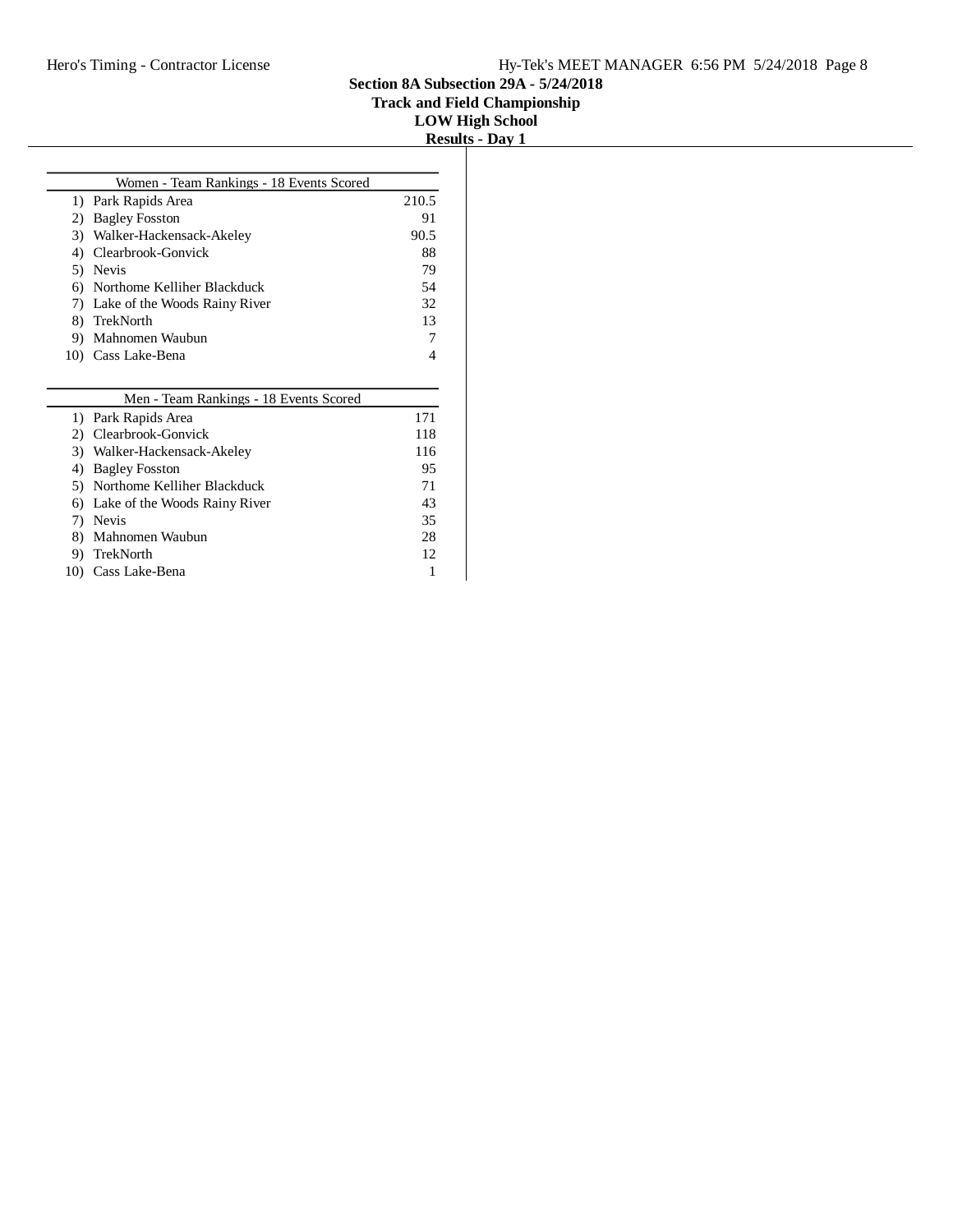**Section 8A Subsection 29A - 5/24/2018**
**Track and Field Championship**
**LOW High School**
**Results - Day 1**

| Women - Team Rankings - 18 Events Scored | | |
|---|---|---|
| 1) | Park Rapids Area | 210.5 |
| 2) | Bagley Fosston | 91 |
| 3) | Walker-Hackensack-Akeley | 90.5 |
| 4) | Clearbrook-Gonvick | 88 |
| 5) | Nevis | 79 |
| 6) | Northome Kelliher Blackduck | 54 |
| 7) | Lake of the Woods Rainy River | 32 |
| 8) | TrekNorth | 13 |
| 9) | Mahnomen Waubun | 7 |
| 10) | Cass Lake-Bena | 4 |

| Men - Team Rankings - 18 Events Scored | | |
|---|---|---|
| 1) | Park Rapids Area | 171 |
| 2) | Clearbrook-Gonvick | 118 |
| 3) | Walker-Hackensack-Akeley | 116 |
| 4) | Bagley Fosston | 95 |
| 5) | Northome Kelliher Blackduck | 71 |
| 6) | Lake of the Woods Rainy River | 43 |
| 7) | Nevis | 35 |
| 8) | Mahnomen Waubun | 28 |
| 9) | TrekNorth | 12 |
| 10) | Cass Lake-Bena | 1 |